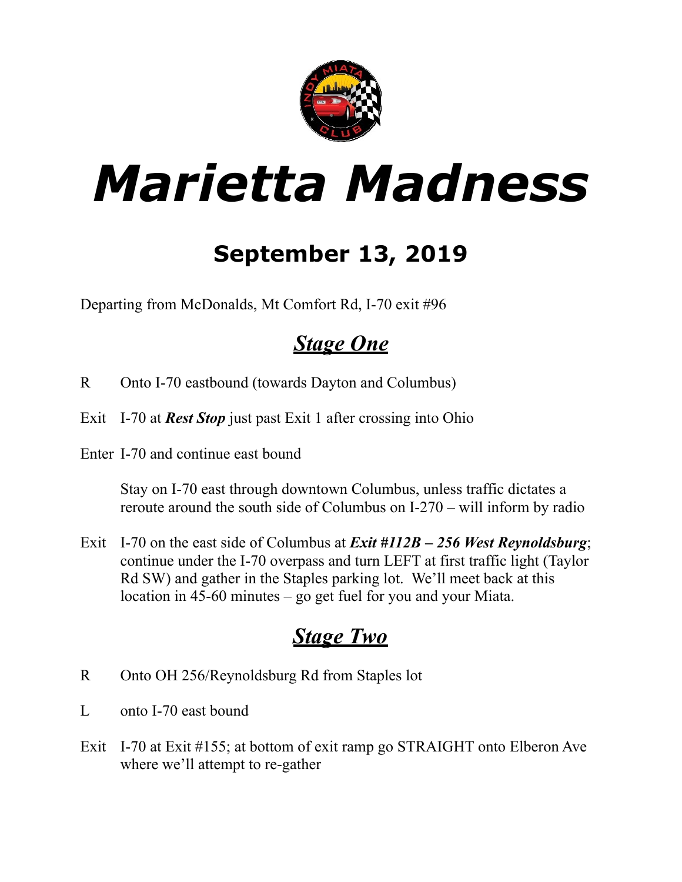# Marietta Madness

## September 13, 2019

Departing from McDonalds, Mt Comfort Rd, I-70 exit #96

## ***Stage One***

R	Onto I-70 eastbound (towards Dayton and Columbus)

Exit	I-70 at ***Rest Stop*** just past Exit 1 after crossing into Ohio

Enter	I-70 and continue east bound

Stay on I-70 east through downtown Columbus, unless traffic dictates a reroute around the south side of Columbus on I-270 – will inform by radio

Exit	I-70 on the east side of Columbus at ***Exit #112B – 256 West Reynoldsburg***; continue under the I-70 overpass and turn LEFT at first traffic light (Taylor Rd SW) and gather in the Staples parking lot. We'll meet back at this location in 45-60 minutes – go get fuel for you and your Miata.

## ***Stage Two***

R	Onto OH 256/Reynoldsburg Rd from Staples lot

L	onto I-70 east bound

Exit	I-70 at Exit #155; at bottom of exit ramp go STRAIGHT onto Elberon Ave where we'll attempt to re-gather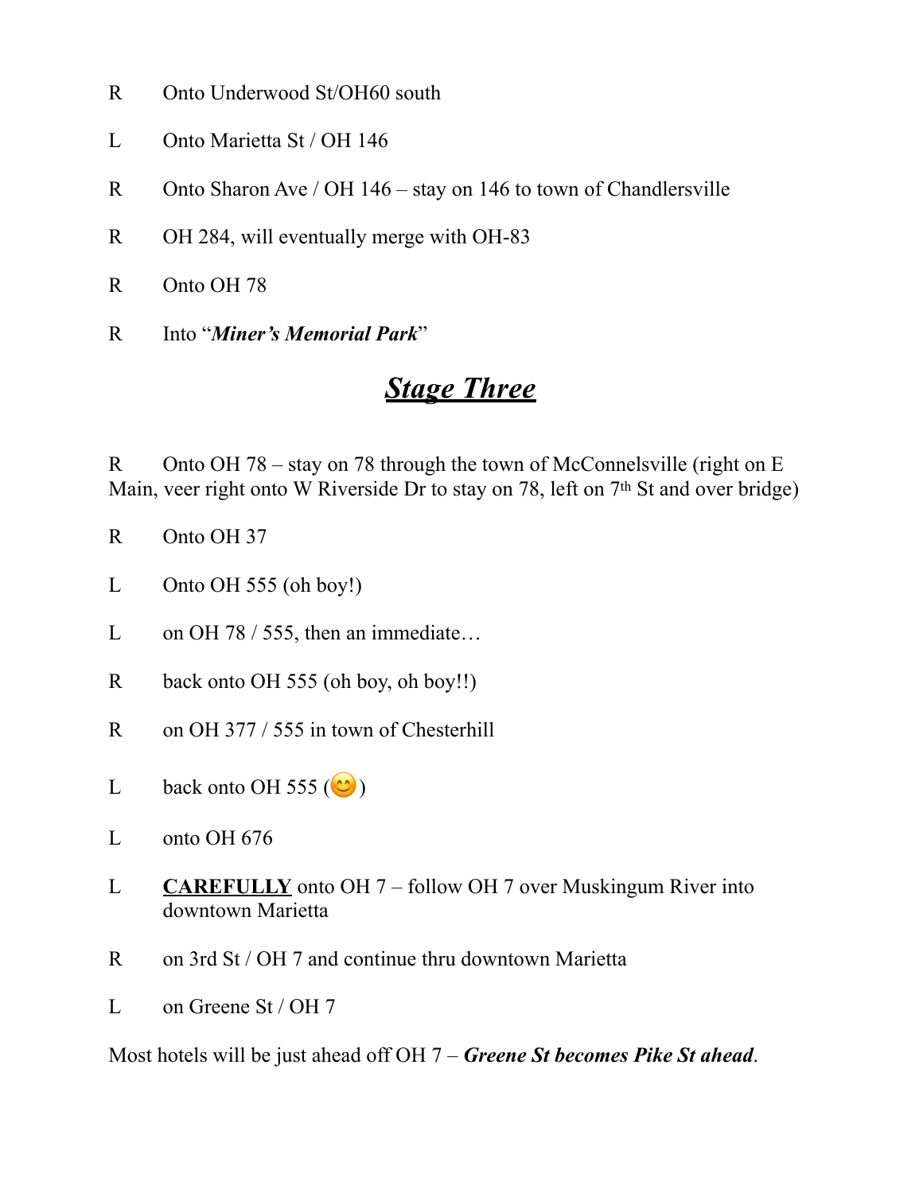R	Onto Underwood St/OH60 south

L	Onto Marietta St / OH 146

R	Onto Sharon Ave / OH 146 – stay on 146 to town of Chandlersville

R	OH 284, will eventually merge with OH-83

R	Onto OH 78

R	Into “***Miner’s Memorial Park***”

# ***Stage Three***

R	Onto OH 78 – stay on 78 through the town of McConnelsville (right on E Main, veer right onto W Riverside Dr to stay on 78, left on 7th St and over bridge)

R	Onto OH 37

L	Onto OH 555 (oh boy!)

L	on OH 78 / 555, then an immediate…

R	back onto OH 555 (oh boy, oh boy!!)

R	on OH 377 / 555 in town of Chesterhill

L	back onto OH 555 (😊)

L	onto OH 676

L	**CAREFULLY** onto OH 7 – follow OH 7 over Muskingum River into downtown Marietta

R	on 3rd St / OH 7 and continue thru downtown Marietta

L	on Greene St / OH 7

Most hotels will be just ahead off OH 7 – ***Greene St becomes Pike St ahead***.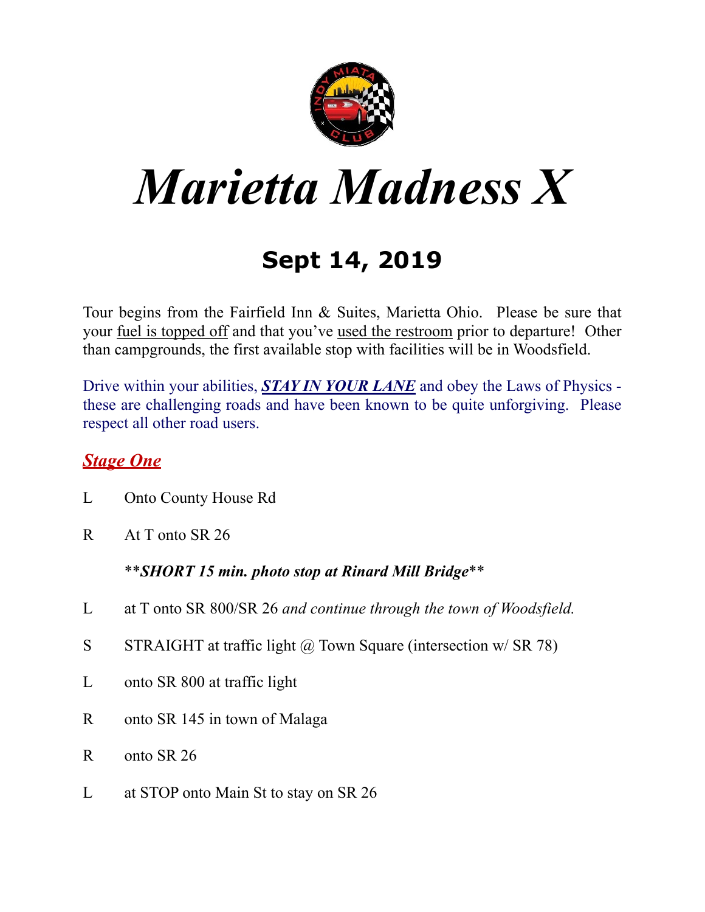# *Marietta Madness X*

## **Sept 14, 2019**

Tour begins from the Fairfield Inn & Suites, Marietta Ohio. Please be sure that your <u>fuel is topped off</u> and that you've <u>used the restroom</u> prior to departure! Other than campgrounds, the first available stop with facilities will be in Woodsfield.

Drive within your abilities, ***<u>STAY IN YOUR LANE</u>*** and obey the Laws of Physics - these are challenging roads and have been known to be quite unforgiving. Please respect all other road users.

### ***<u>Stage One</u>***

L Onto County House Rd

R At T onto SR 26

**\*\****SHORT 15 min. photo stop at Rinard Mill Bridge*\*\***

L at T onto SR 800/SR 26 *and continue through the town of Woodsfield.*

S STRAIGHT at traffic light @ Town Square (intersection w/ SR 78)

L onto SR 800 at traffic light

R onto SR 145 in town of Malaga

R onto SR 26

L at STOP onto Main St to stay on SR 26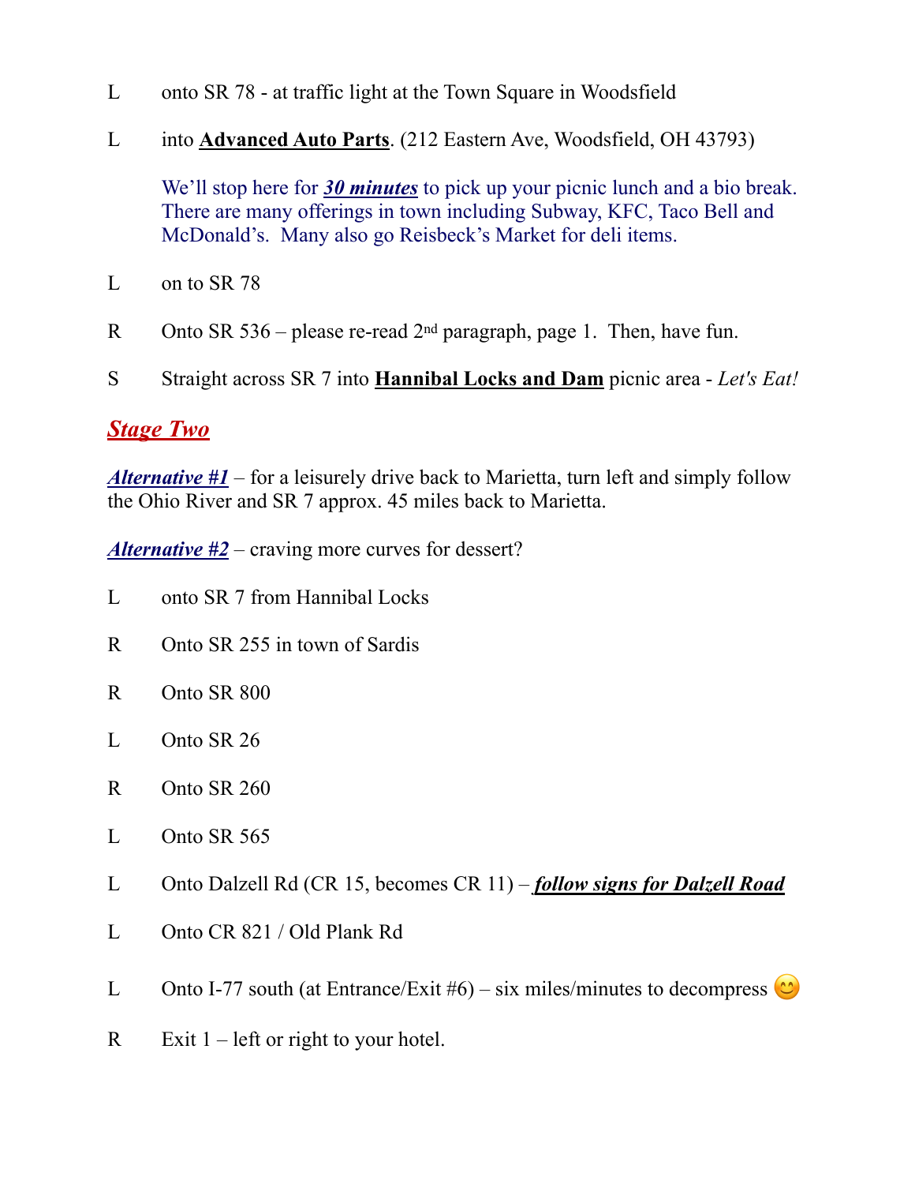L onto SR 78 - at traffic light at the Town Square in Woodsfield

L into **Advanced Auto Parts**. (212 Eastern Ave, Woodsfield, OH 43793)

We'll stop here for ***30 minutes*** to pick up your picnic lunch and a bio break. There are many offerings in town including Subway, KFC, Taco Bell and McDonald's. Many also go Reisbeck's Market for deli items.

L on to SR 78

R Onto SR 536 – please re-read 2nd paragraph, page 1. Then, have fun.

S Straight across SR 7 into **Hannibal Locks and Dam** picnic area - *Let's Eat!*

## ***Stage Two***

***Alternative #1*** – for a leisurely drive back to Marietta, turn left and simply follow the Ohio River and SR 7 approx. 45 miles back to Marietta.

***Alternative #2*** – craving more curves for dessert?

L onto SR 7 from Hannibal Locks

R Onto SR 255 in town of Sardis

R Onto SR 800

L Onto SR 26

R Onto SR 260

L Onto SR 565

L Onto Dalzell Rd (CR 15, becomes CR 11) – ***follow signs for Dalzell Road***

L Onto CR 821 / Old Plank Rd

L Onto I-77 south (at Entrance/Exit #6) – six miles/minutes to decompress 😊

R Exit 1 – left or right to your hotel.